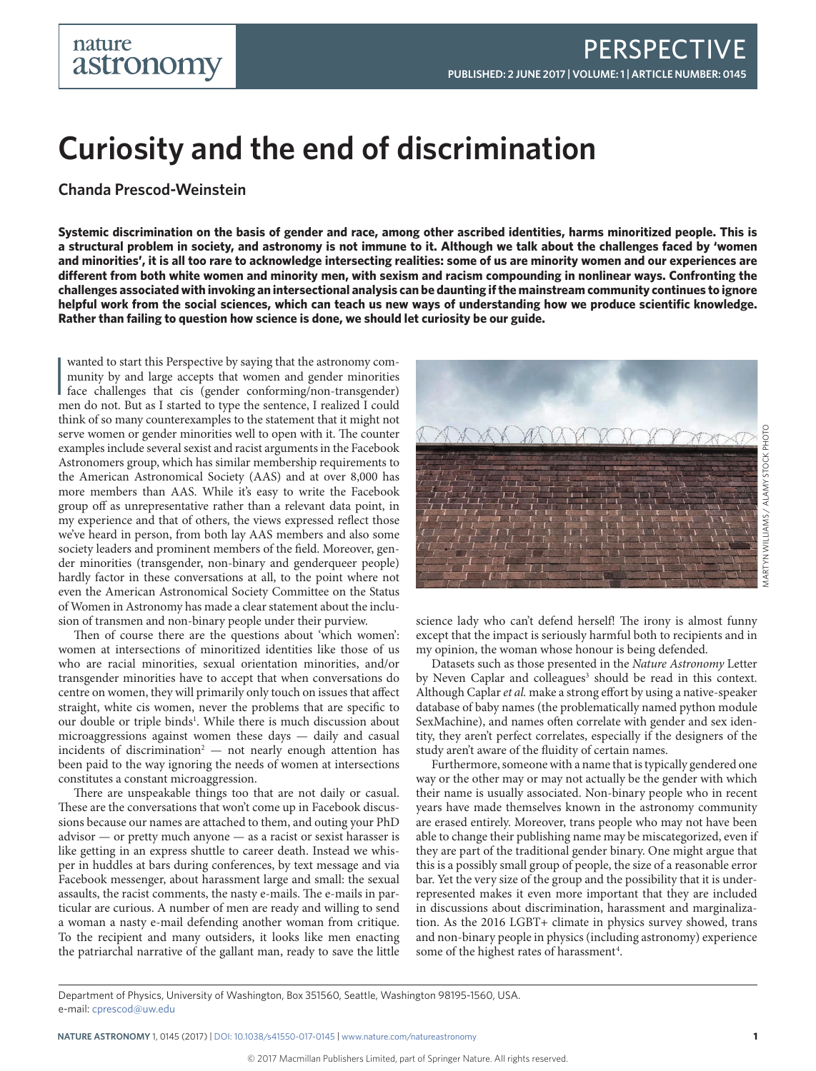# Curiosity and the end of discrimination

**Chanda Prescod-Weinstein**

**Systemic discrimination on the basis of gender and race, among other ascribed identities, harms minoritized people. This is a structural problem in society, and astronomy is not immune to it. Although we talk about the challenges faced by 'women and minorities', it is all too rare to acknowledge intersecting realities: some of us are minority women and our experiences are different from both white women and minority men, with sexism and racism compounding in nonlinear ways. Confronting the challenges associated with invoking an intersectional analysis can be daunting if the mainstream community continues to ignore helpful work from the social sciences, which can teach us new ways of understanding how we produce scientific knowledge. Rather than failing to question how science is done, we should let curiosity be our guide.**

I wanted to start this Perspective by saying that the astronomy community by and large accepts that women and gender minorities face challenges that cis (gender conforming/non-transgender) men do not. But as I started to type the sentence, I realized I could think of so many counterexamples to the statement that it might not serve women or gender minorities well to open with it. The counter examples include several sexist and racist arguments in the Facebook Astronomers group, which has similar membership requirements to the American Astronomical Society (AAS) and at over 8,000 has more members than AAS. While it's easy to write the Facebook group off as unrepresentative rather than a relevant data point, in my experience and that of others, the views expressed reflect those we've heard in person, from both lay AAS members and also some society leaders and prominent members of the field. Moreover, gender minorities (transgender, non-binary and genderqueer people) hardly factor in these conversations at all, to the point where not even the American Astronomical Society Committee on the Status of Women in Astronomy has made a clear statement about the inclusion of transmen and non-binary people under their purview.

Then of course there are the questions about 'which women': women at intersections of minoritized identities like those of us who are racial minorities, sexual orientation minorities, and/or transgender minorities have to accept that when conversations do centre on women, they will primarily only touch on issues that affect straight, white cis women, never the problems that are specific to our double or triple binds[1]. While there is much discussion about microaggressions against women these days — daily and casual incidents of discrimination[2] — not nearly enough attention has been paid to the way ignoring the needs of women at intersections constitutes a constant microaggression.

There are unspeakable things too that are not daily or casual. These are the conversations that won't come up in Facebook discussions because our names are attached to them, and outing your PhD advisor — or pretty much anyone — as a racist or sexist harasser is like getting in an express shuttle to career death. Instead we whisper in huddles at bars during conferences, by text message and via Facebook messenger, about harassment large and small: the sexual assaults, the racist comments, the nasty e-mails. The e-mails in particular are curious. A number of men are ready and willing to send a woman a nasty e-mail defending another woman from critique. To the recipient and many outsiders, it looks like men enacting the patriarchal narrative of the gallant man, ready to save the little science lady who can't defend herself! The irony is almost funny except that the impact is seriously harmful both to recipients and in my opinion, the woman whose honour is being defended.

MARTYN WILLIAMS / ALAMY STOCK PHOTO

Datasets such as those presented in the *Nature Astronomy* Letter by Neven Caplar and colleagues[3] should be read in this context. Although Caplar *et al.* make a strong effort by using a native-speaker database of baby names (the problematically named python module SexMachine), and names often correlate with gender and sex identity, they aren't perfect correlates, especially if the designers of the study aren't aware of the fluidity of certain names.

Furthermore, someone with a name that is typically gendered one way or the other may or may not actually be the gender with which their name is usually associated. Non-binary people who in recent years have made themselves known in the astronomy community are erased entirely. Moreover, trans people who may not have been able to change their publishing name may be miscategorized, even if they are part of the traditional gender binary. One might argue that this is a possibly small group of people, the size of a reasonable error bar. Yet the very size of the group and the possibility that it is underrepresented makes it even more important that they are included in discussions about discrimination, harassment and marginalization. As the 2016 LGBT+ climate in physics survey showed, trans and non-binary people in physics (including astronomy) experience some of the highest rates of harassment[4].

Department of Physics, University of Washington, Box 351560, Seattle, Washington 98195-1560, USA.
e-mail: cprescod@uw.edu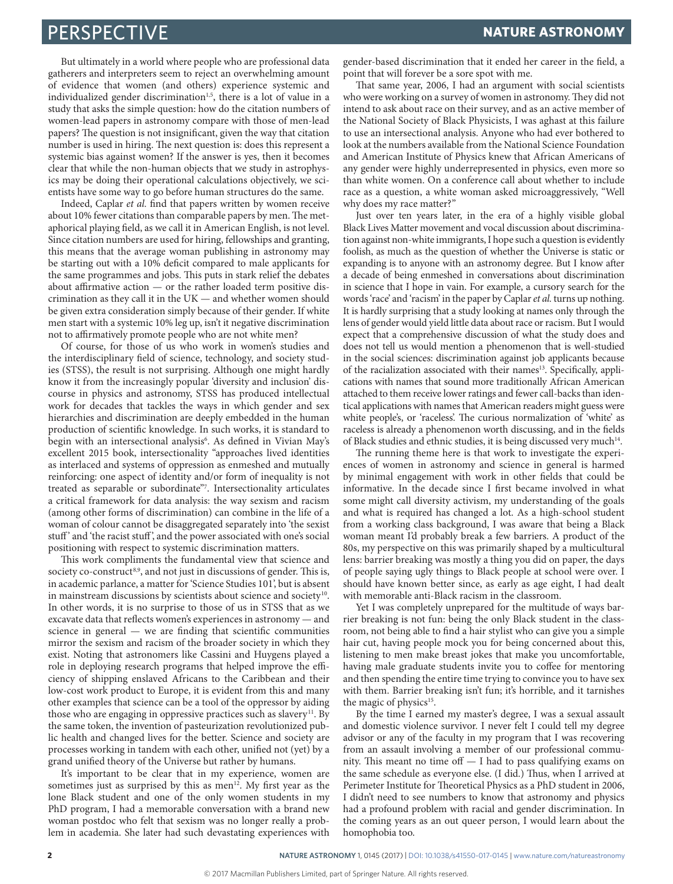But ultimately in a world where people who are professional data gatherers and interpreters seem to reject an overwhelming amount of evidence that women (and others) experience systemic and individualized gender discrimination[1,5], there is a lot of value in a study that asks the simple question: how do the citation numbers of women-lead papers in astronomy compare with those of men-lead papers? The question is not insignificant, given the way that citation number is used in hiring. The next question is: does this represent a systemic bias against women? If the answer is yes, then it becomes clear that while the non-human objects that we study in astrophysics may be doing their operational calculations objectively, we scientists have some way to go before human structures do the same.

Indeed, Caplar *et al.* find that papers written by women receive about 10% fewer citations than comparable papers by men. The metaphorical playing field, as we call it in American English, is not level. Since citation numbers are used for hiring, fellowships and granting, this means that the average woman publishing in astronomy may be starting out with a 10% deficit compared to male applicants for the same programmes and jobs. This puts in stark relief the debates about affirmative action — or the rather loaded term positive discrimination as they call it in the UK — and whether women should be given extra consideration simply because of their gender. If white men start with a systemic 10% leg up, isn't it negative discrimination not to affirmatively promote people who are not white men?

Of course, for those of us who work in women's studies and the interdisciplinary field of science, technology, and society studies (STSS), the result is not surprising. Although one might hardly know it from the increasingly popular 'diversity and inclusion' discourse in physics and astronomy, STSS has produced intellectual work for decades that tackles the ways in which gender and sex hierarchies and discrimination are deeply embedded in the human production of scientific knowledge. In such works, it is standard to begin with an intersectional analysis[6]. As defined in Vivian May's excellent 2015 book, intersectionality "approaches lived identities as interlaced and systems of oppression as enmeshed and mutually reinforcing: one aspect of identity and/or form of inequality is not treated as separable or subordinate"[7]. Intersectionality articulates a critical framework for data analysis: the way sexism and racism (among other forms of discrimination) can combine in the life of a woman of colour cannot be disaggregated separately into 'the sexist stuff' and 'the racist stuff', and the power associated with one's social positioning with respect to systemic discrimination matters.

This work compliments the fundamental view that science and society co-construct[8,9], and not just in discussions of gender. This is, in academic parlance, a matter for 'Science Studies 101', but is absent in mainstream discussions by scientists about science and society[10]. In other words, it is no surprise to those of us in STSS that as we excavate data that reflects women's experiences in astronomy — and science in general — we are finding that scientific communities mirror the sexism and racism of the broader society in which they exist. Noting that astronomers like Cassini and Huygens played a role in deploying research programs that helped improve the efficiency of shipping enslaved Africans to the Caribbean and their low-cost work product to Europe, it is evident from this and many other examples that science can be a tool of the oppressor by aiding those who are engaging in oppressive practices such as slavery[11]. By the same token, the invention of pasteurization revolutionized public health and changed lives for the better. Science and society are processes working in tandem with each other, unified not (yet) by a grand unified theory of the Universe but rather by humans.

It's important to be clear that in my experience, women are sometimes just as surprised by this as men[12]. My first year as the lone Black student and one of the only women students in my PhD program, I had a memorable conversation with a brand new woman postdoc who felt that sexism was no longer really a problem in academia. She later had such devastating experiences with gender-based discrimination that it ended her career in the field, a point that will forever be a sore spot with me.

That same year, 2006, I had an argument with social scientists who were working on a survey of women in astronomy. They did not intend to ask about race on their survey, and as an active member of the National Society of Black Physicists, I was aghast at this failure to use an intersectional analysis. Anyone who had ever bothered to look at the numbers available from the National Science Foundation and American Institute of Physics knew that African Americans of any gender were highly underrepresented in physics, even more so than white women. On a conference call about whether to include race as a question, a white woman asked microaggressively, "Well why does my race matter?"

Just over ten years later, in the era of a highly visible global Black Lives Matter movement and vocal discussion about discrimination against non-white immigrants, I hope such a question is evidently foolish, as much as the question of whether the Universe is static or expanding is to anyone with an astronomy degree. But I know after a decade of being enmeshed in conversations about discrimination in science that I hope in vain. For example, a cursory search for the words 'race' and 'racism' in the paper by Caplar *et al.* turns up nothing. It is hardly surprising that a study looking at names only through the lens of gender would yield little data about race or racism. But I would expect that a comprehensive discussion of what the study does and does not tell us would mention a phenomenon that is well-studied in the social sciences: discrimination against job applicants because of the racialization associated with their names[13]. Specifically, applications with names that sound more traditionally African American attached to them receive lower ratings and fewer call-backs than identical applications with names that American readers might guess were white people's, or 'raceless'. The curious normalization of 'white' as raceless is already a phenomenon worth discussing, and in the fields of Black studies and ethnic studies, it is being discussed very much[14].

The running theme here is that work to investigate the experiences of women in astronomy and science in general is harmed by minimal engagement with work in other fields that could be informative. In the decade since I first became involved in what some might call diversity activism, my understanding of the goals and what is required has changed a lot. As a high-school student from a working class background, I was aware that being a Black woman meant I'd probably break a few barriers. A product of the 80s, my perspective on this was primarily shaped by a multicultural lens: barrier breaking was mostly a thing you did on paper, the days of people saying ugly things to Black people at school were over. I should have known better since, as early as age eight, I had dealt with memorable anti-Black racism in the classroom.

Yet I was completely unprepared for the multitude of ways barrier breaking is not fun: being the only Black student in the classroom, not being able to find a hair stylist who can give you a simple hair cut, having people mock you for being concerned about this, listening to men make breast jokes that make you uncomfortable, having male graduate students invite you to coffee for mentoring and then spending the entire time trying to convince you to have sex with them. Barrier breaking isn't fun; it's horrible, and it tarnishes the magic of physics[15].

By the time I earned my master's degree, I was a sexual assault and domestic violence survivor. I never felt I could tell my degree advisor or any of the faculty in my program that I was recovering from an assault involving a member of our professional community. This meant no time off — I had to pass qualifying exams on the same schedule as everyone else. (I did.) Thus, when I arrived at Perimeter Institute for Theoretical Physics as a PhD student in 2006, I didn't need to see numbers to know that astronomy and physics had a profound problem with racial and gender discrimination. In the coming years as an out queer person, I would learn about the homophobia too.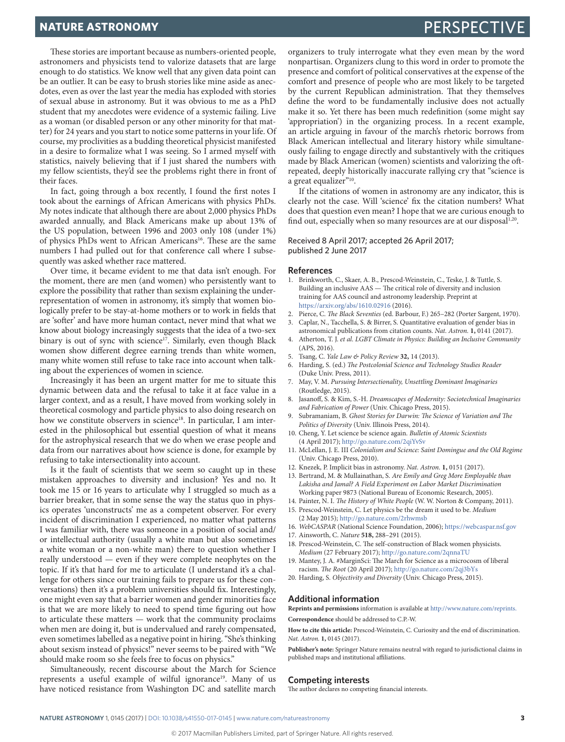These stories are important because as numbers-oriented people, astronomers and physicists tend to valorize datasets that are large enough to do statistics. We know well that any given data point can be an outlier. It can be easy to brush stories like mine aside as anecdotes, even as over the last year the media has exploded with stories of sexual abuse in astronomy. But it was obvious to me as a PhD student that my anecdotes were evidence of a systemic failing. Live as a woman (or disabled person or any other minority for that matter) for 24 years and you start to notice some patterns in your life. Of course, my proclivities as a budding theoretical physicist manifested in a desire to formalize what I was seeing. So I armed myself with statistics, naively believing that if I just shared the numbers with my fellow scientists, they'd see the problems right there in front of their faces.

In fact, going through a box recently, I found the first notes I took about the earnings of African Americans with physics PhDs. My notes indicate that although there are about 2,000 physics PhDs awarded annually, and Black Americans make up about 13% of the US population, between 1996 and 2003 only 108 (under 1%) of physics PhDs went to African Americans[16]. These are the same numbers I had pulled out for that conference call where I subsequently was asked whether race mattered.

Over time, it became evident to me that data isn't enough. For the moment, there are men (and women) who persistently want to explore the possibility that rather than sexism explaining the underrepresentation of women in astronomy, it's simply that women biologically prefer to be stay-at-home mothers or to work in fields that are 'softer' and have more human contact, never mind that what we know about biology increasingly suggests that the idea of a two-sex binary is out of sync with science[17]. Similarly, even though Black women show different degree earning trends than white women, many white women still refuse to take race into account when talking about the experiences of women in science.

Increasingly it has been an urgent matter for me to situate this dynamic between data and the refusal to take it at face value in a larger context, and as a result, I have moved from working solely in theoretical cosmology and particle physics to also doing research on how we constitute observers in science[18]. In particular, I am interested in the philosophical but essential question of what it means for the astrophysical research that we do when we erase people and data from our narratives about how science is done, for example by refusing to take intersectionality into account.

Is it the fault of scientists that we seem so caught up in these mistaken approaches to diversity and inclusion? Yes and no. It took me 15 or 16 years to articulate why I struggled so much as a barrier breaker, that in some sense the way the status quo in physics operates 'unconstructs' me as a competent observer. For every incident of discrimination I experienced, no matter what patterns I was familiar with, there was someone in a position of social and/or intellectual authority (usually a white man but also sometimes a white woman or a non-white man) there to question whether I really understood — even if they were complete neophytes on the topic. If it's that hard for me to articulate (I understand it's a challenge for others since our training fails to prepare us for these conversations) then it's a problem universities should fix. Interestingly, one might even say that a barrier women and gender minorities face is that we are more likely to need to spend time figuring out how to articulate these matters — work that the community proclaims when men are doing it, but is undervalued and rarely compensated, even sometimes labelled as a negative point in hiring. "She's thinking about sexism instead of physics!" never seems to be paired with "We should make room so she feels free to focus on physics."

Simultaneously, recent discourse about the March for Science represents a useful example of wilful ignorance[19]. Many of us have noticed resistance from Washington DC and satellite march organizers to truly interrogate what they even mean by the word nonpartisan. Organizers clung to this word in order to promote the presence and comfort of political conservatives at the expense of the comfort and presence of people who are most likely to be targeted by the current Republican administration. That they themselves define the word to be fundamentally inclusive does not actually make it so. Yet there has been much redefinition (some might say 'appropriation') in the organizing process. In a recent example, an article arguing in favour of the march's rhetoric borrows from Black American intellectual and literary history while simultaneously failing to engage directly and substantively with the critiques made by Black American (women) scientists and valorizing the oft-repeated, deeply historically inaccurate rallying cry that "science is a great equalizer"[10].

If the citations of women in astronomy are any indicator, this is clearly not the case. Will 'science' fix the citation numbers? What does that question even mean? I hope that we are curious enough to find out, especially when so many resources are at our disposal[1,20].

Received 8 April 2017; accepted 26 April 2017; published 2 June 2017

## References

1. Brinkworth, C., Skaer, A. B., Prescod-Weinstein, C., Teske, J. & Tuttle, S. Building an inclusive AAS — The critical role of diversity and inclusion training for AAS council and astronomy leadership. Preprint at https://arxiv.org/abs/1610.02916 (2016).
2. Pierce, C. *The Black Seventies* (ed. Barbour, F.) 265–282 (Porter Sargent, 1970).
3. Caplar, N., Tacchella, S. & Birrer, S. Quantitative evaluation of gender bias in astronomical publications from citation counts. *Nat. Astron.* **1,** 0141 (2017).
4. Atherton, T. J. *et al. LGBT Climate in Physics: Building an Inclusive Community* (APS, 2016).
5. Tsang, C. *Yale Law & Policy Review* **32,** 14 (2013).
6. Harding, S. (ed.) *The Postcolonial Science and Technology Studies Reader* (Duke Univ. Press, 2011).
7. May, V. M. *Pursuing Intersectionality, Unsettling Dominant Imaginaries* (Routledge, 2015).
8. Jasanoff, S. & Kim, S.-H. *Dreamscapes of Modernity: Sociotechnical Imaginaries and Fabrication of Power* (Univ. Chicago Press, 2015).
9. Subramaniam, B. *Ghost Stories for Darwin: The Science of Variation and The Politics of Diversity* (Univ. Illinois Press, 2014).
10. Cheng, Y. Let science be science again. *Bulletin of Atomic Scientists* (4 April 2017); http://go.nature.com/2qiYvSv
11. McLellan, J. E. III *Colonialism and Science: Saint Domingue and the Old Regime* (Univ. Chicago Press, 2010).
12. Knezek, P. Implicit bias in astronomy. *Nat. Astron.* **1,** 0151 (2017).
13. Bertrand, M. & Mullainathan, S. *Are Emily and Greg More Employable than Lakisha and Jamal? A Field Experiment on Labor Market Discrimination* Working paper 9873 (National Bureau of Economic Research, 2005).
14. Painter, N. I. *The History of White People* (W. W. Norton & Company, 2011).
15. Prescod-Weinstein, C. Let physics be the dream it used to be. *Medium* (2 May 2015); http://go.nature.com/2rhwmsb
16. *WebCASPAR* (National Science Foundation, 2006); https://webcaspar.nsf.gov
17. Ainsworth, C. *Nature* **518,** 288–291 (2015).
18. Prescod-Weinstein, C. The self-construction of Black women physicists. *Medium* (27 February 2017); http://go.nature.com/2qnnaTU
19. Mantey, J. A. #MarginSci: The March for Science as a microcosm of liberal racism. *The Root* (20 April 2017); http://go.nature.com/2qj3bYs
20. Harding, S. *Objectivity and Diversity* (Univ. Chicago Press, 2015).

## Additional information

**Reprints and permissions** information is available at http://www.nature.com/reprints.

**Correspondence** should be addressed to C.P.-W.

**How to cite this article:** Prescod-Weinstein, C. Curiosity and the end of discrimination. *Nat. Astron.* **1,** 0145 (2017).

**Publisher's note:** Springer Nature remains neutral with regard to jurisdictional claims in published maps and institutional affiliations.

## Competing interests

The author declares no competing financial interests.